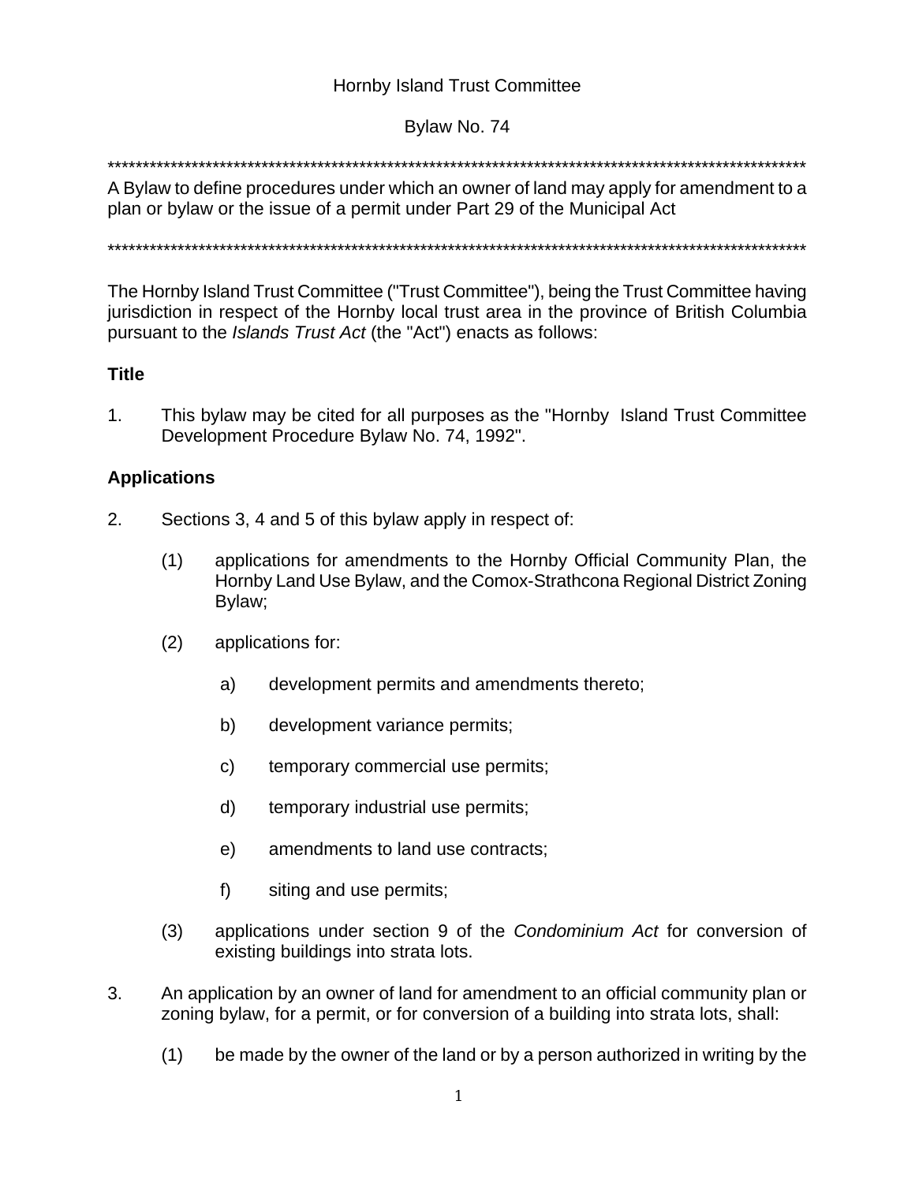Hornby Island Trust Committee

Bylaw No. 74

*****************************************************************************************************

A Bylaw to define procedures under which an owner of land may apply for amendment to a plan or bylaw or the issue of a permit under Part 29 of the Municipal Act

*****************************************************************************************************

The Hornby Island Trust Committee ("Trust Committee"), being the Trust Committee having jurisdiction in respect of the Hornby local trust area in the province of British Columbia pursuant to the *Islands Trust Act* (the "Act") enacts as follows:

**Title**

1. This bylaw may be cited for all purposes as the "Hornby Island Trust Committee Development Procedure Bylaw No. 74, 1992".

**Applications**

2. Sections 3, 4 and 5 of this bylaw apply in respect of:

   (1) applications for amendments to the Hornby Official Community Plan, the Hornby Land Use Bylaw, and the Comox-Strathcona Regional District Zoning Bylaw;

   (2) applications for:

      a) development permits and amendments thereto;

      b) development variance permits;

      c) temporary commercial use permits;

      d) temporary industrial use permits;

      e) amendments to land use contracts;

      f) siting and use permits;

   (3) applications under section 9 of the *Condominium Act* for conversion of existing buildings into strata lots.

3. An application by an owner of land for amendment to an official community plan or zoning bylaw, for a permit, or for conversion of a building into strata lots, shall:

   (1) be made by the owner of the land or by a person authorized in writing by the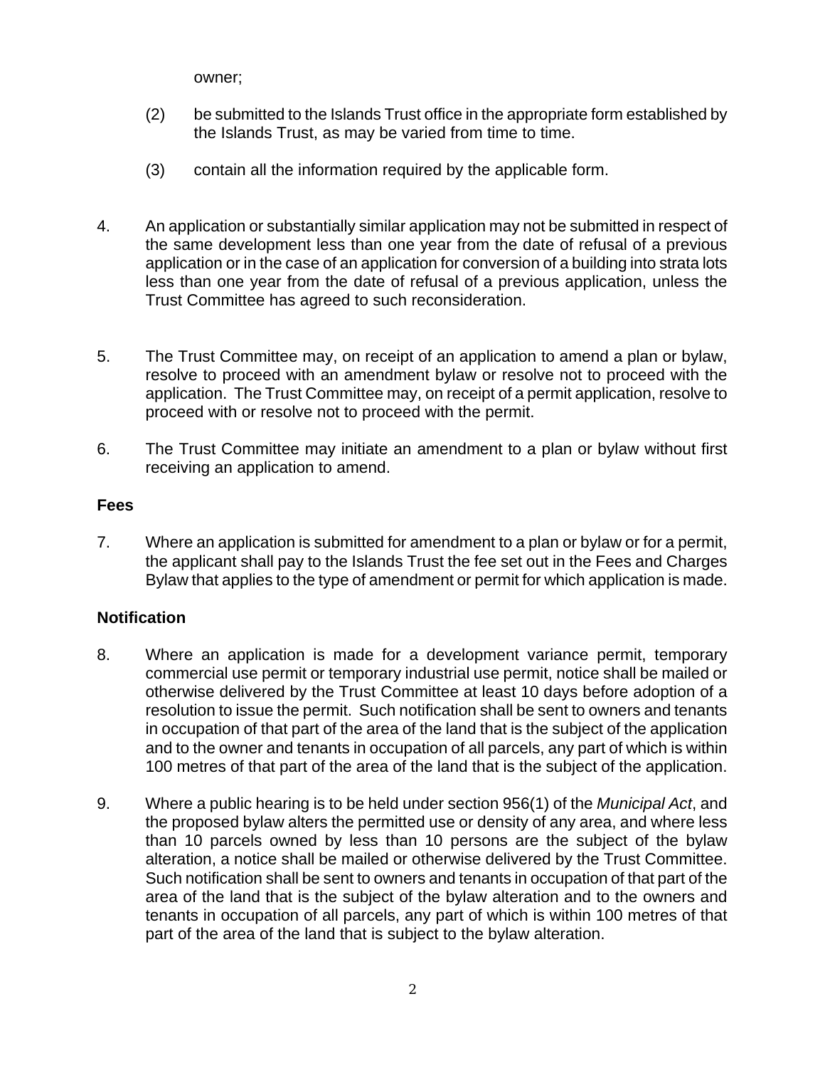owner;

(2) be submitted to the Islands Trust office in the appropriate form established by the Islands Trust, as may be varied from time to time.

(3) contain all the information required by the applicable form.

4. An application or substantially similar application may not be submitted in respect of the same development less than one year from the date of refusal of a previous application or in the case of an application for conversion of a building into strata lots less than one year from the date of refusal of a previous application, unless the Trust Committee has agreed to such reconsideration.

5. The Trust Committee may, on receipt of an application to amend a plan or bylaw, resolve to proceed with an amendment bylaw or resolve not to proceed with the application. The Trust Committee may, on receipt of a permit application, resolve to proceed with or resolve not to proceed with the permit.

6. The Trust Committee may initiate an amendment to a plan or bylaw without first receiving an application to amend.

**Fees**

7. Where an application is submitted for amendment to a plan or bylaw or for a permit, the applicant shall pay to the Islands Trust the fee set out in the Fees and Charges Bylaw that applies to the type of amendment or permit for which application is made.

**Notification**

8. Where an application is made for a development variance permit, temporary commercial use permit or temporary industrial use permit, notice shall be mailed or otherwise delivered by the Trust Committee at least 10 days before adoption of a resolution to issue the permit. Such notification shall be sent to owners and tenants in occupation of that part of the area of the land that is the subject of the application and to the owner and tenants in occupation of all parcels, any part of which is within 100 metres of that part of the area of the land that is the subject of the application.

9. Where a public hearing is to be held under section 956(1) of the *Municipal Act*, and the proposed bylaw alters the permitted use or density of any area, and where less than 10 parcels owned by less than 10 persons are the subject of the bylaw alteration, a notice shall be mailed or otherwise delivered by the Trust Committee. Such notification shall be sent to owners and tenants in occupation of that part of the area of the land that is the subject of the bylaw alteration and to the owners and tenants in occupation of all parcels, any part of which is within 100 metres of that part of the area of the land that is subject to the bylaw alteration.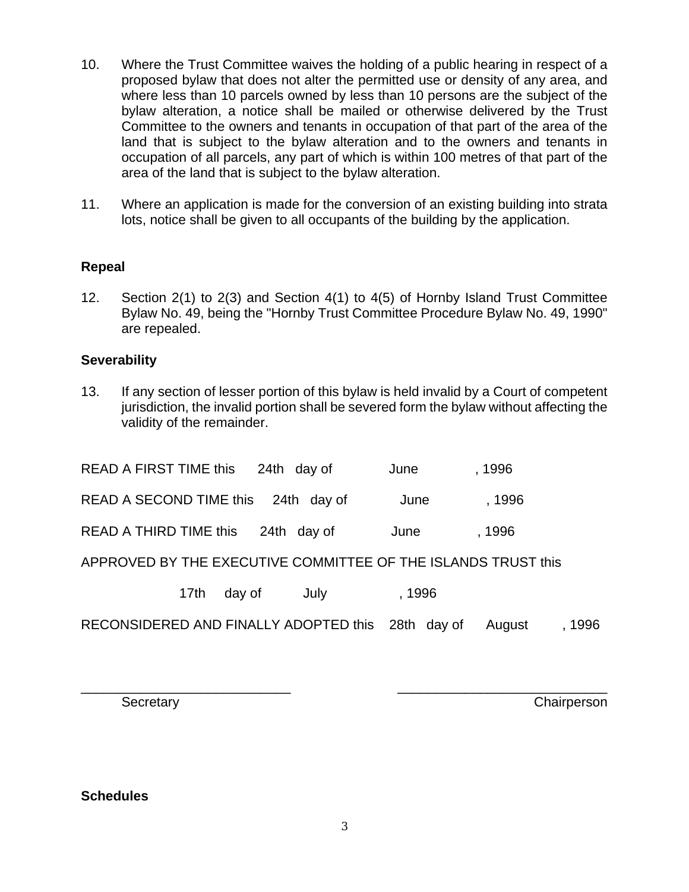10. Where the Trust Committee waives the holding of a public hearing in respect of a proposed bylaw that does not alter the permitted use or density of any area, and where less than 10 parcels owned by less than 10 persons are the subject of the bylaw alteration, a notice shall be mailed or otherwise delivered by the Trust Committee to the owners and tenants in occupation of that part of the area of the land that is subject to the bylaw alteration and to the owners and tenants in occupation of all parcels, any part of which is within 100 metres of that part of the area of the land that is subject to the bylaw alteration.

11. Where an application is made for the conversion of an existing building into strata lots, notice shall be given to all occupants of the building by the application.

**Repeal**

12. Section 2(1) to 2(3) and Section 4(1) to 4(5) of Hornby Island Trust Committee Bylaw No. 49, being the "Hornby Trust Committee Procedure Bylaw No. 49, 1990" are repealed.

**Severability**

13. If any section of lesser portion of this bylaw is held invalid by a Court of competent jurisdiction, the invalid portion shall be severed form the bylaw without affecting the validity of the remainder.

READ A FIRST TIME this 24th day of June , 1996

READ A SECOND TIME this 24th day of June , 1996

READ A THIRD TIME this 24th day of June , 1996

APPROVED BY THE EXECUTIVE COMMITTEE OF THE ISLANDS TRUST this

17th day of July , 1996

RECONSIDERED AND FINALLY ADOPTED this 28th day of August , 1996

\_\_\_\_\_\_\_\_\_\_\_\_\_\_\_\_\_\_\_\_\_\_\_\_\_\_\_ \_\_\_\_\_\_\_\_\_\_\_\_\_\_\_\_\_\_\_\_\_\_\_\_\_\_\_

Secretary Chairperson

**Schedules**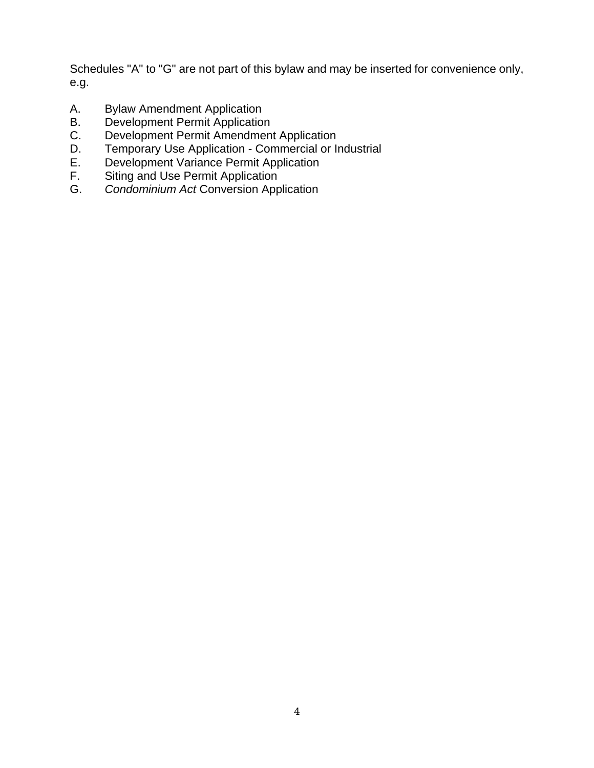Schedules "A" to "G" are not part of this bylaw and may be inserted for convenience only, e.g.

A. Bylaw Amendment Application
B. Development Permit Application
C. Development Permit Amendment Application
D. Temporary Use Application - Commercial or Industrial
E. Development Variance Permit Application
F. Siting and Use Permit Application
G. *Condominium Act* Conversion Application